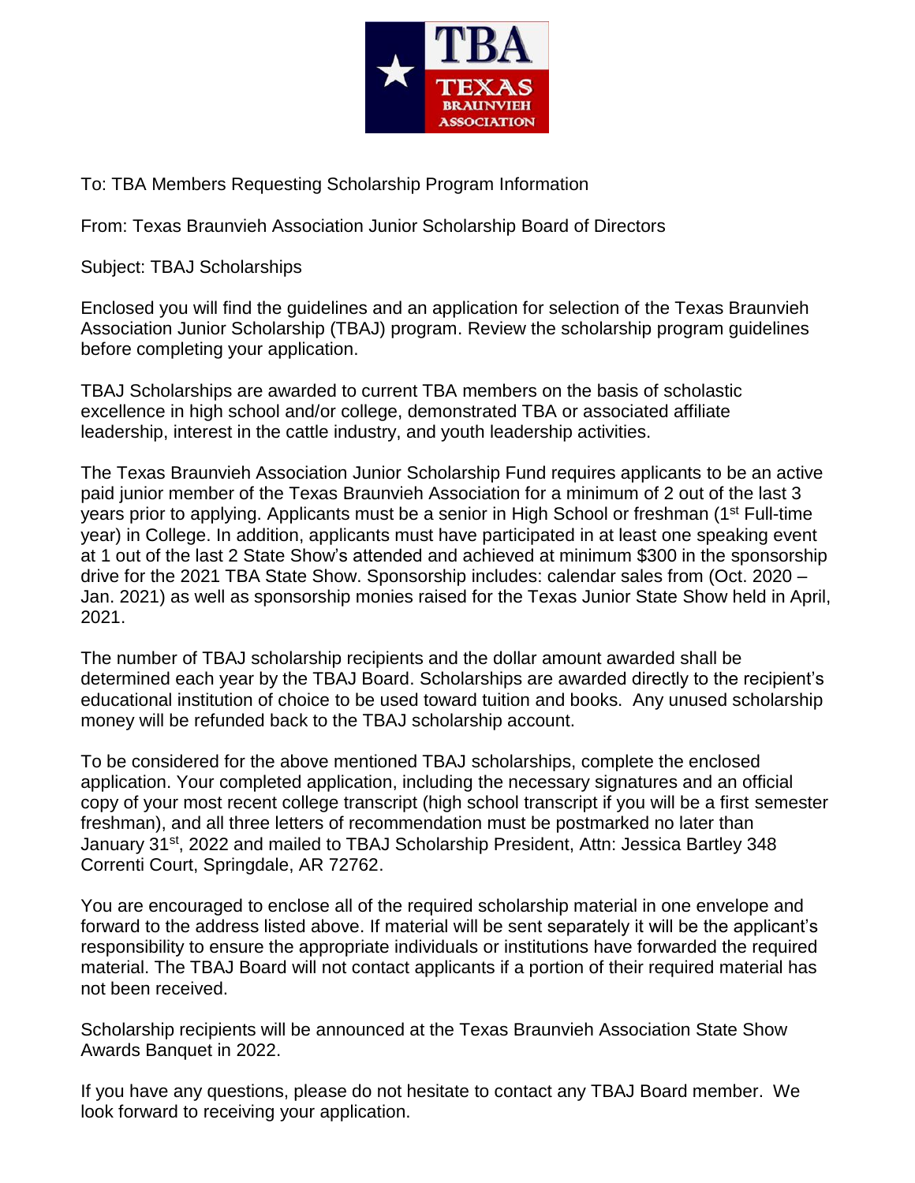To: TBA Members Requesting Scholarship Program Information

From: Texas Braunvieh Association Junior Scholarship Board of Directors

Subject: TBAJ Scholarships

Enclosed you will find the guidelines and an application for selection of the Texas Braunvieh Association Junior Scholarship (TBAJ) program. Review the scholarship program guidelines before completing your application.

TBAJ Scholarships are awarded to current TBA members on the basis of scholastic excellence in high school and/or college, demonstrated TBA or associated affiliate leadership, interest in the cattle industry, and youth leadership activities.

The Texas Braunvieh Association Junior Scholarship Fund requires applicants to be an active paid junior member of the Texas Braunvieh Association for a minimum of 2 out of the last 3 years prior to applying. Applicants must be a senior in High School or freshman (1st Full-time year) in College. In addition, applicants must have participated in at least one speaking event at 1 out of the last 2 State Show's attended and achieved at minimum $300 in the sponsorship drive for the 2021 TBA State Show. Sponsorship includes: calendar sales from (Oct. 2020 – Jan. 2021) as well as sponsorship monies raised for the Texas Junior State Show held in April, 2021.

The number of TBAJ scholarship recipients and the dollar amount awarded shall be determined each year by the TBAJ Board. Scholarships are awarded directly to the recipient's educational institution of choice to be used toward tuition and books. Any unused scholarship money will be refunded back to the TBAJ scholarship account.

To be considered for the above mentioned TBAJ scholarships, complete the enclosed application. Your completed application, including the necessary signatures and an official copy of your most recent college transcript (high school transcript if you will be a first semester freshman), and all three letters of recommendation must be postmarked no later than January 31st, 2022 and mailed to TBAJ Scholarship President, Attn: Jessica Bartley 348 Correnti Court, Springdale, AR 72762.

You are encouraged to enclose all of the required scholarship material in one envelope and forward to the address listed above. If material will be sent separately it will be the applicant's responsibility to ensure the appropriate individuals or institutions have forwarded the required material. The TBAJ Board will not contact applicants if a portion of their required material has not been received.

Scholarship recipients will be announced at the Texas Braunvieh Association State Show Awards Banquet in 2022.

If you have any questions, please do not hesitate to contact any TBAJ Board member. We look forward to receiving your application.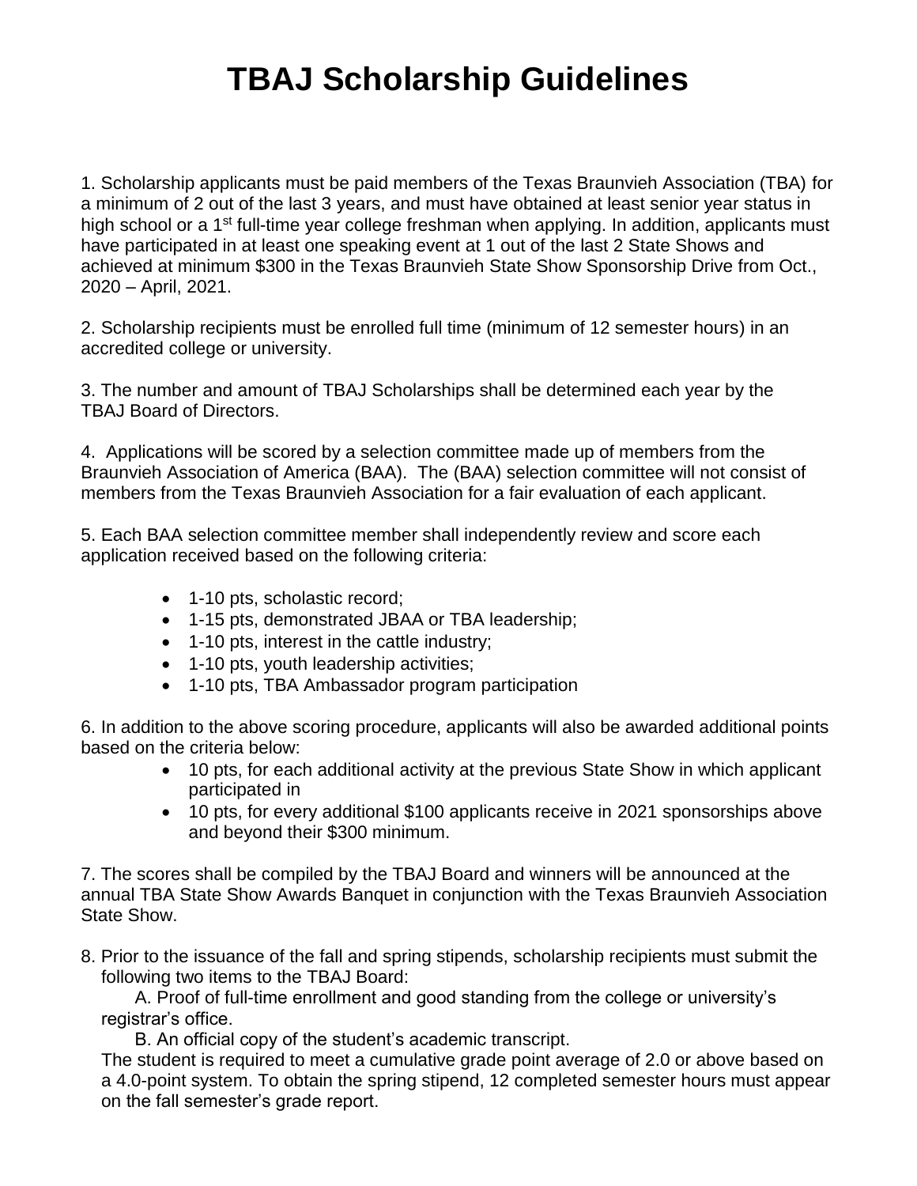# TBAJ Scholarship Guidelines

1. Scholarship applicants must be paid members of the Texas Braunvieh Association (TBA) for a minimum of 2 out of the last 3 years, and must have obtained at least senior year status in high school or a 1st full-time year college freshman when applying. In addition, applicants must have participated in at least one speaking event at 1 out of the last 2 State Shows and achieved at minimum $300 in the Texas Braunvieh State Show Sponsorship Drive from Oct., 2020 – April, 2021.

2. Scholarship recipients must be enrolled full time (minimum of 12 semester hours) in an accredited college or university.

3. The number and amount of TBAJ Scholarships shall be determined each year by the TBAJ Board of Directors.

4. Applications will be scored by a selection committee made up of members from the Braunvieh Association of America (BAA). The (BAA) selection committee will not consist of members from the Texas Braunvieh Association for a fair evaluation of each applicant.

5. Each BAA selection committee member shall independently review and score each application received based on the following criteria:

- 1-10 pts, scholastic record;
- 1-15 pts, demonstrated JBAA or TBA leadership;
- 1-10 pts, interest in the cattle industry;
- 1-10 pts, youth leadership activities;
- 1-10 pts, TBA Ambassador program participation

6. In addition to the above scoring procedure, applicants will also be awarded additional points based on the criteria below:

- 10 pts, for each additional activity at the previous State Show in which applicant participated in
- 10 pts, for every additional $100 applicants receive in 2021 sponsorships above and beyond their $300 minimum.

7. The scores shall be compiled by the TBAJ Board and winners will be announced at the annual TBA State Show Awards Banquet in conjunction with the Texas Braunvieh Association State Show.

8. Prior to the issuance of the fall and spring stipends, scholarship recipients must submit the following two items to the TBAJ Board:

   A. Proof of full-time enrollment and good standing from the college or university's registrar's office.

   B. An official copy of the student's academic transcript.

   The student is required to meet a cumulative grade point average of 2.0 or above based on a 4.0-point system. To obtain the spring stipend, 12 completed semester hours must appear on the fall semester's grade report.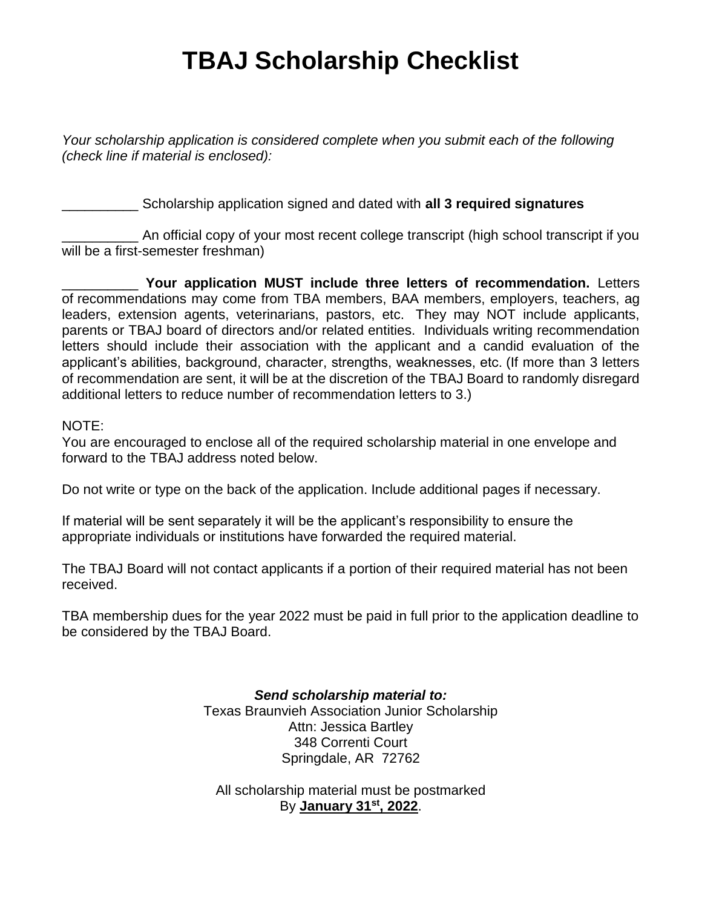# TBAJ Scholarship Checklist

*Your scholarship application is considered complete when you submit each of the following (check line if material is enclosed):*

__________ Scholarship application signed and dated with **all 3 required signatures**

__________ An official copy of your most recent college transcript (high school transcript if you will be a first-semester freshman)

__________ **Your application MUST include three letters of recommendation.** Letters of recommendations may come from TBA members, BAA members, employers, teachers, ag leaders, extension agents, veterinarians, pastors, etc. They may NOT include applicants, parents or TBAJ board of directors and/or related entities. Individuals writing recommendation letters should include their association with the applicant and a candid evaluation of the applicant's abilities, background, character, strengths, weaknesses, etc. (If more than 3 letters of recommendation are sent, it will be at the discretion of the TBAJ Board to randomly disregard additional letters to reduce number of recommendation letters to 3.)

NOTE:
You are encouraged to enclose all of the required scholarship material in one envelope and forward to the TBAJ address noted below.

Do not write or type on the back of the application. Include additional pages if necessary.

If material will be sent separately it will be the applicant's responsibility to ensure the appropriate individuals or institutions have forwarded the required material.

The TBAJ Board will not contact applicants if a portion of their required material has not been received.

TBA membership dues for the year 2022 must be paid in full prior to the application deadline to be considered by the TBAJ Board.

***Send scholarship material to:***
Texas Braunvieh Association Junior Scholarship
Attn: Jessica Bartley
348 Correnti Court
Springdale, AR 72762

All scholarship material must be postmarked
By **January 31st, 2022**.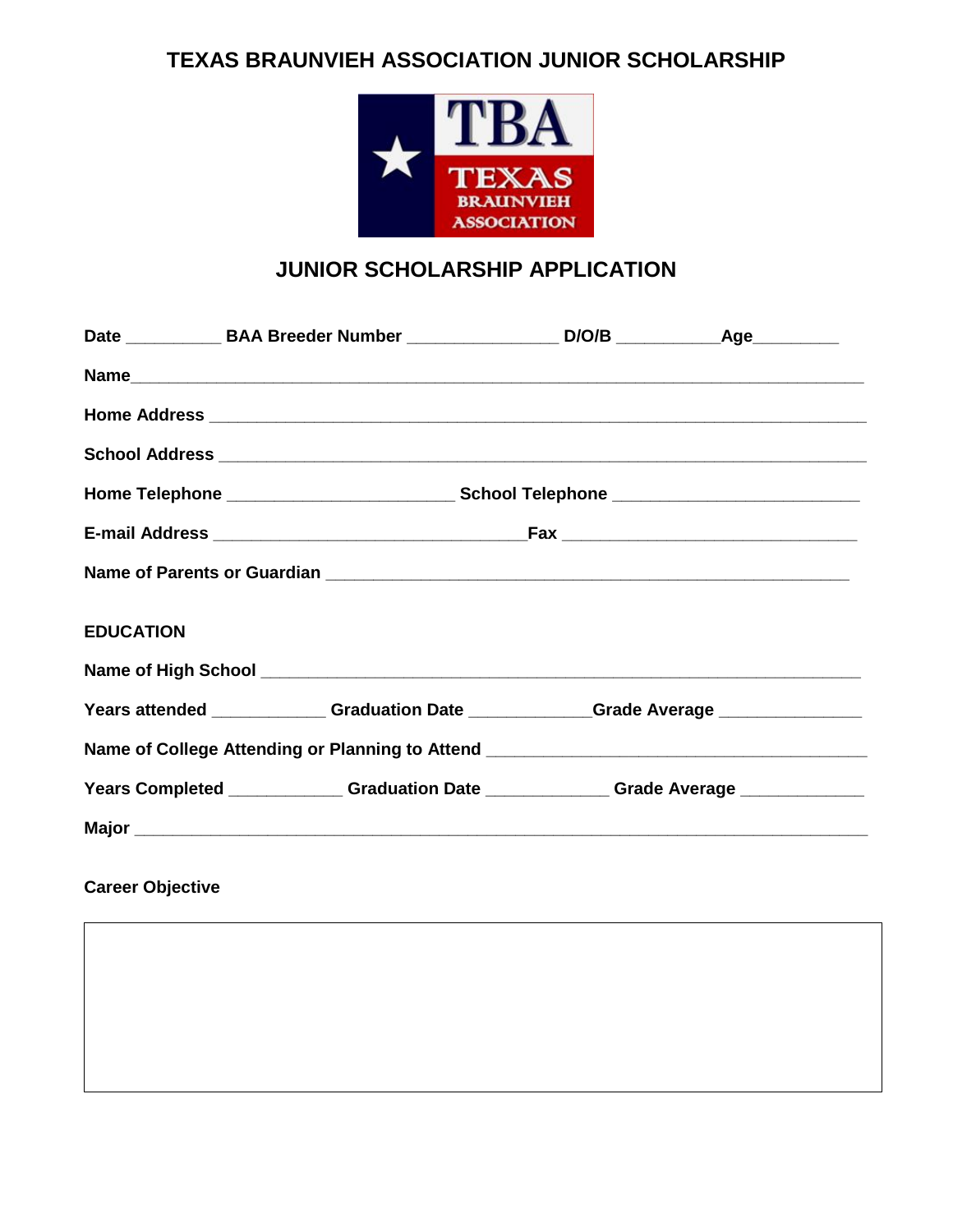# TEXAS BRAUNVIEH ASSOCIATION JUNIOR SCHOLARSHIP

## JUNIOR SCHOLARSHIP APPLICATION

**Date** __________ **BAA Breeder Number** ________________ **D/O/B** ___________ **Age** _________

**Name** ______________________________________________________________________________

**Home Address** _______________________________________________________________________

**School Address** ______________________________________________________________________

**Home Telephone** ________________________ **School Telephone** __________________________

**E-mail Address** _________________________________ **Fax** _______________________________

**Name of Parents or Guardian** _______________________________________________________

**EDUCATION**

**Name of High School** _________________________________________________________________

**Years attended** ____________ **Graduation Date** _____________ **Grade Average** _______________

**Name of College Attending or Planning to Attend** ________________________________________

**Years Completed** ____________ **Graduation Date** _____________ **Grade Average** _____________

**Major** ________________________________________________________________________________

**Career Objective**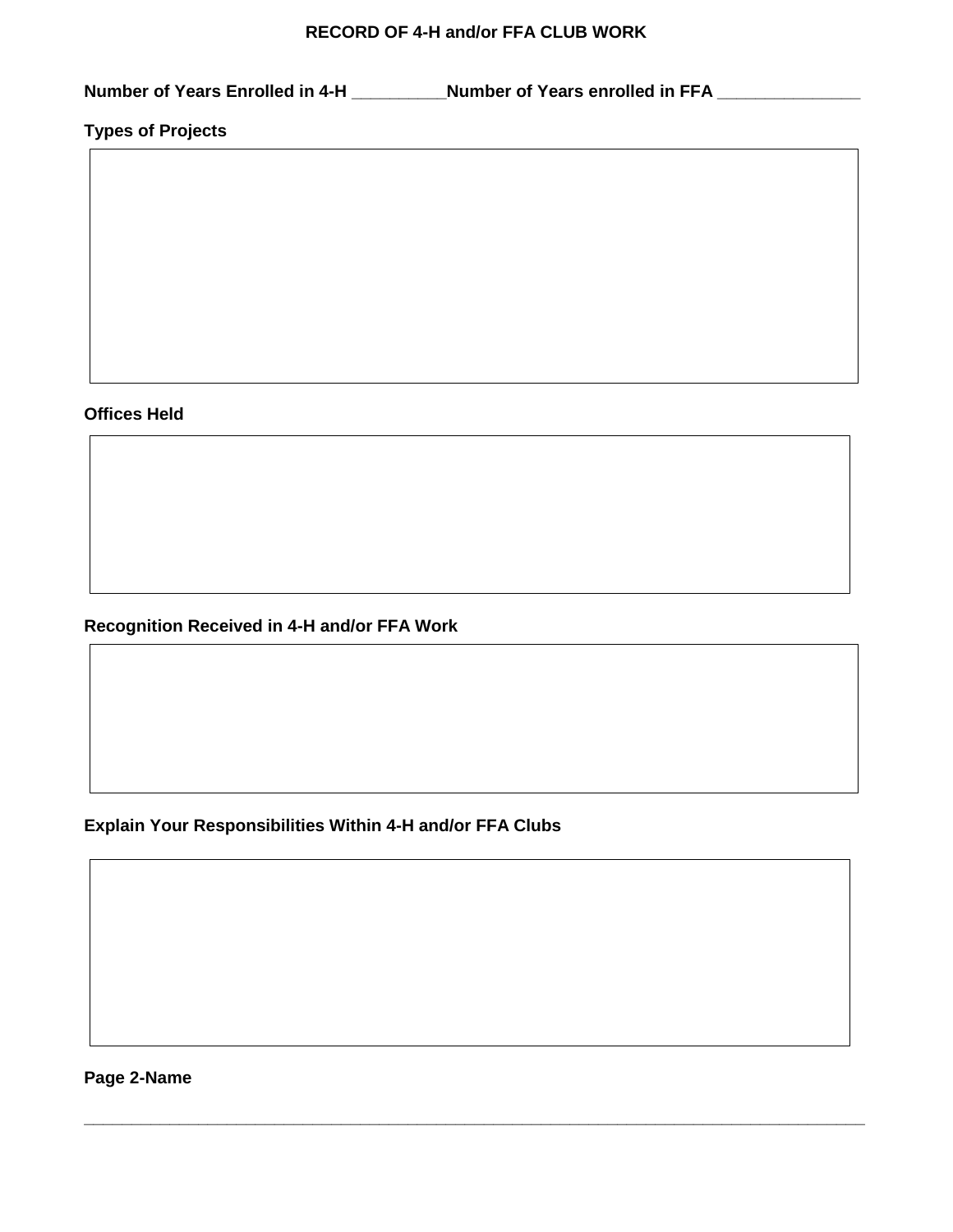# RECORD OF 4-H and/or FFA CLUB WORK

**Number of Years Enrolled in 4-H __________Number of Years enrolled in FFA _______________**

**Types of Projects**

**Offices Held**

**Recognition Received in 4-H and/or FFA Work**

**Explain Your Responsibilities Within 4-H and/or FFA Clubs**

**Page 2-Name**

_______________________________________________________________________________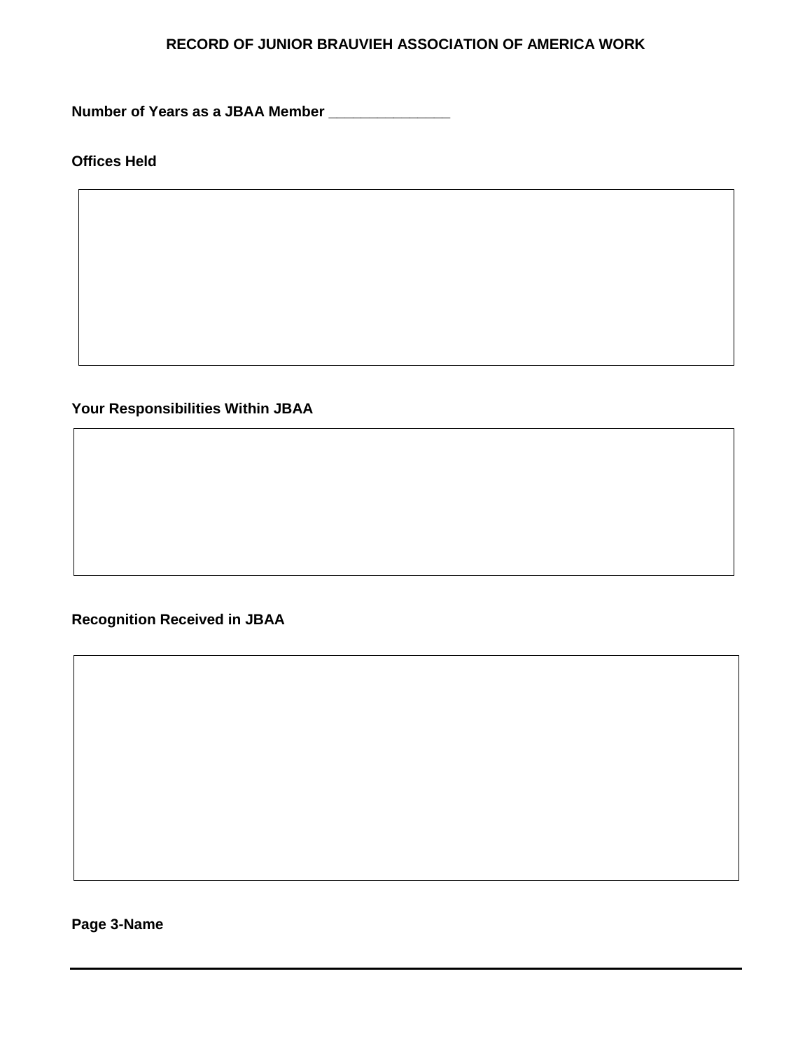## RECORD OF JUNIOR BRAUVIEH ASSOCIATION OF AMERICA WORK

**Number of Years as a JBAA Member _______________**

**Offices Held**

**Your Responsibilities Within JBAA**

**Recognition Received in JBAA**

**Page 3-Name**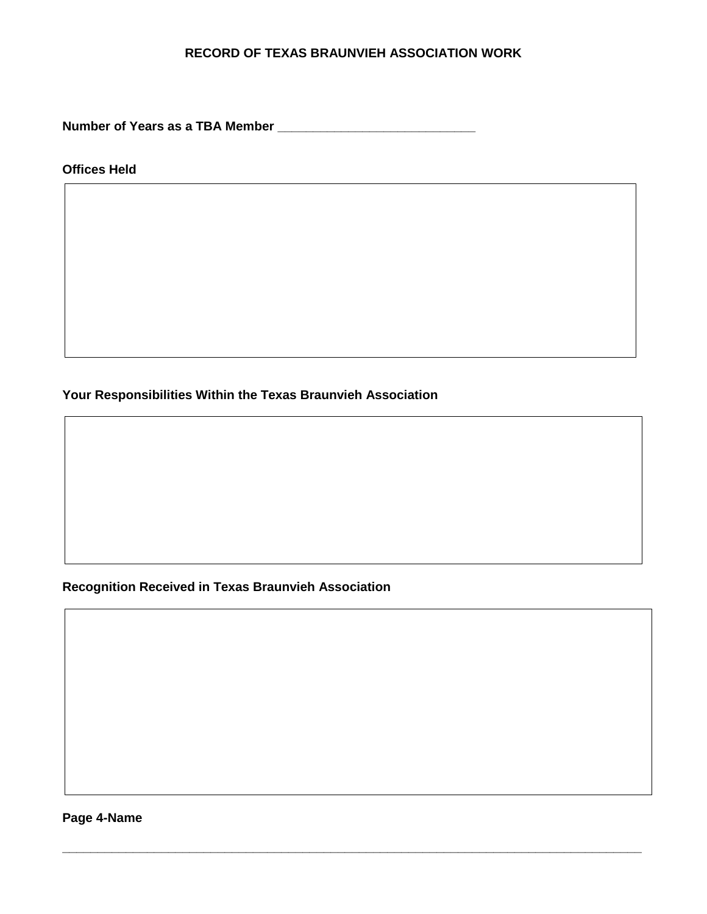# RECORD OF TEXAS BRAUNVIEH ASSOCIATION WORK

**Number of Years as a TBA Member** ____________________________

**Offices Held**

**Your Responsibilities Within the Texas Braunvieh Association**

**Recognition Received in Texas Braunvieh Association**

**Page 4-Name**

___________________________________________________________________________________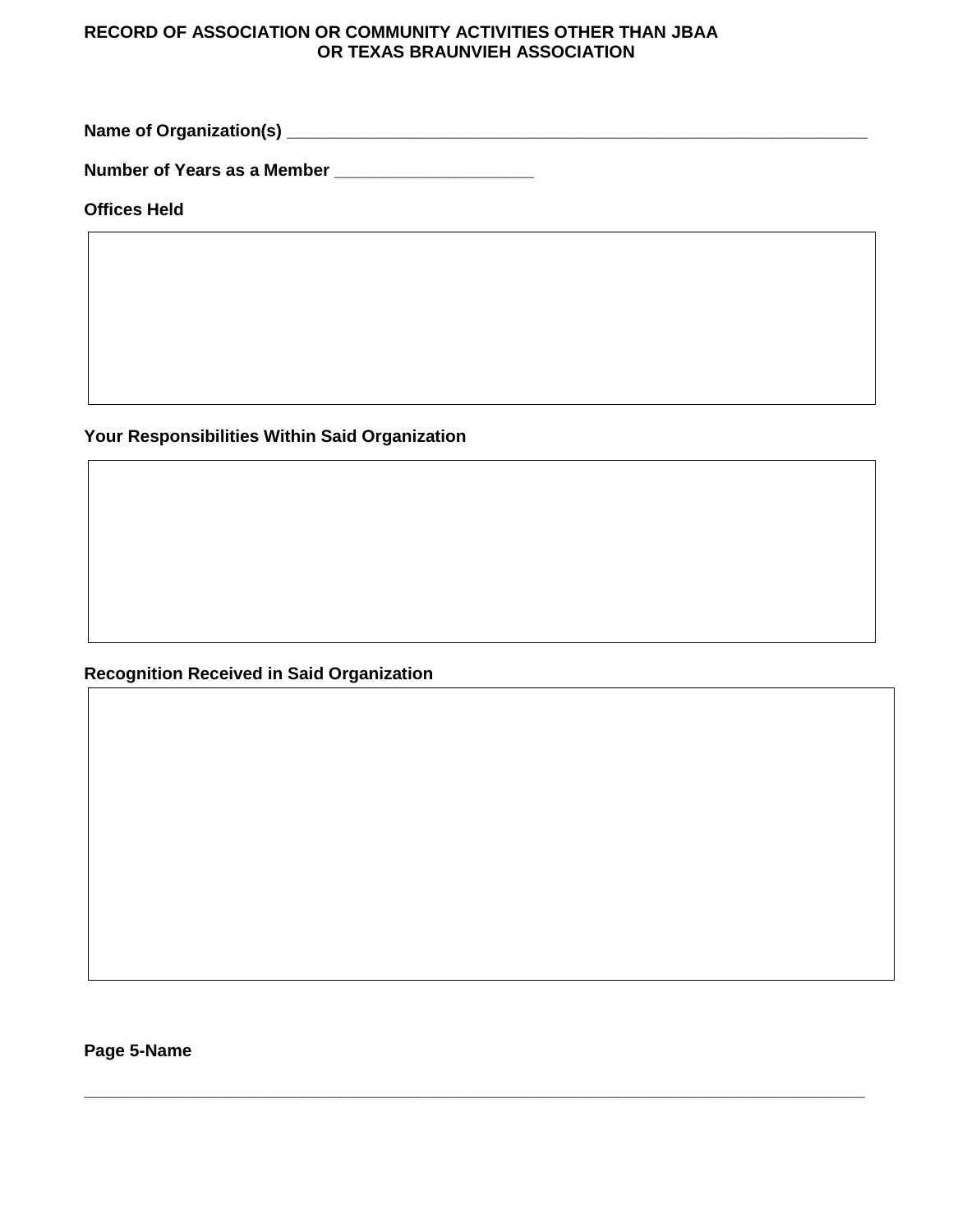**RECORD OF ASSOCIATION OR COMMUNITY ACTIVITIES OTHER THAN JBAA OR TEXAS BRAUNVIEH ASSOCIATION**

**Name of Organization(s)** ___________________________________________________________

**Number of Years as a Member** ____________________

**Offices Held**

| |
|---|
| |

**Your Responsibilities Within Said Organization**

| |
|---|
| |

**Recognition Received in Said Organization**

| |
|---|
| |

**Page 5-Name**

_____________________________________________________________________________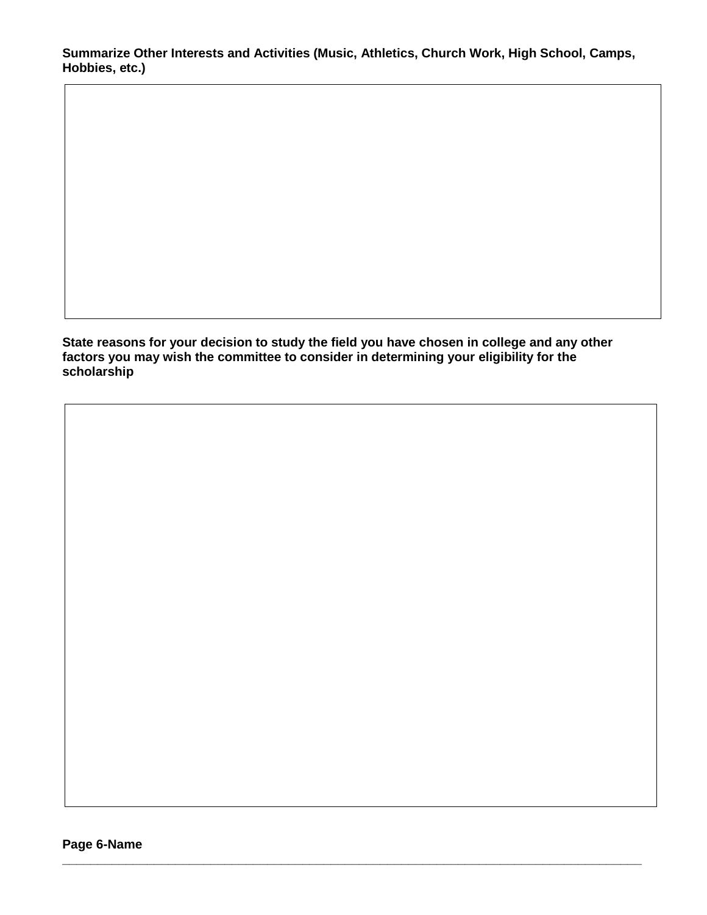**Summarize Other Interests and Activities (Music, Athletics, Church Work, High School, Camps, Hobbies, etc.)**

**State reasons for your decision to study the field you have chosen in college and any other factors you may wish the committee to consider in determining your eligibility for the scholarship**

**Page 6-Name** ___________________________________________________________________________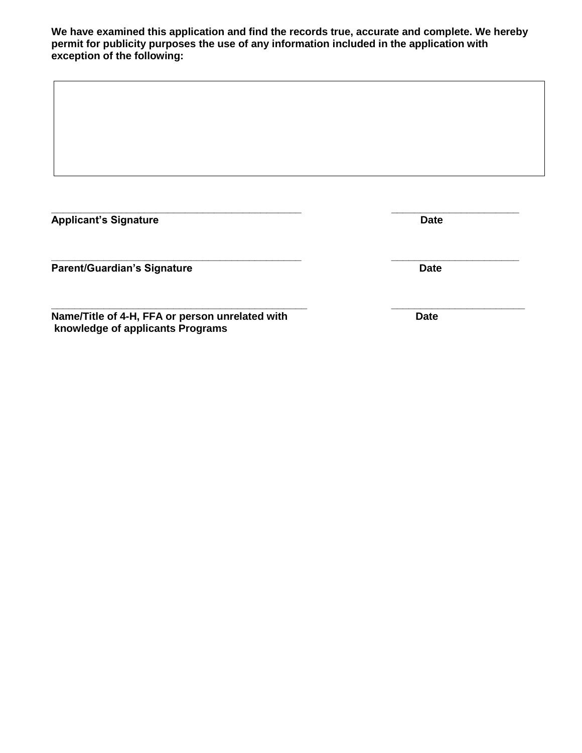**We have examined this application and find the records true, accurate and complete. We hereby permit for publicity purposes the use of any information included in the application with exception of the following:**

| |
|---|
| |

\_\_\_\_\_\_\_\_\_\_\_\_\_\_\_\_\_\_\_\_\_\_\_\_\_\_\_\_\_\_\_\_\_\_\_\_\_\_\_\_\_\_\_\_ \_\_\_\_\_\_\_\_\_\_\_\_\_\_\_\_\_\_\_\_\_\_\_

**Applicant's Signature** **Date**

\_\_\_\_\_\_\_\_\_\_\_\_\_\_\_\_\_\_\_\_\_\_\_\_\_\_\_\_\_\_\_\_\_\_\_\_\_\_\_\_\_\_\_\_ \_\_\_\_\_\_\_\_\_\_\_\_\_\_\_\_\_\_\_\_\_\_\_

**Parent/Guardian's Signature** **Date**

\_\_\_\_\_\_\_\_\_\_\_\_\_\_\_\_\_\_\_\_\_\_\_\_\_\_\_\_\_\_\_\_\_\_\_\_\_\_\_\_\_\_\_\_ \_\_\_\_\_\_\_\_\_\_\_\_\_\_\_\_\_\_\_\_\_\_\_

**Name/Title of 4-H, FFA or person unrelated with knowledge of applicants Programs** **Date**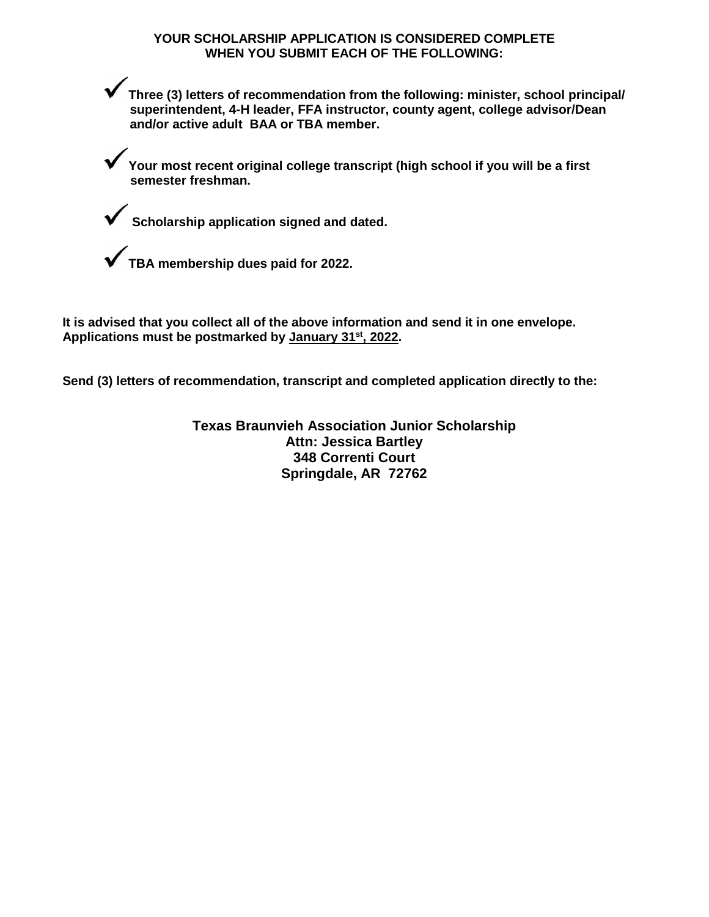**YOUR SCHOLARSHIP APPLICATION IS CONSIDERED COMPLETE WHEN YOU SUBMIT EACH OF THE FOLLOWING:**

- ✓ **Three (3) letters of recommendation from the following: minister, school principal/ superintendent, 4-H leader, FFA instructor, county agent, college advisor/Dean and/or active adult BAA or TBA member.**

- ✓ **Your most recent original college transcript (high school if you will be a first semester freshman.**

- ✓ **Scholarship application signed and dated.**

- ✓ **TBA membership dues paid for 2022.**

**It is advised that you collect all of the above information and send it in one envelope. Applications must be postmarked by January 31st, 2022.**

**Send (3) letters of recommendation, transcript and completed application directly to the:**

**Texas Braunvieh Association Junior Scholarship**
**Attn: Jessica Bartley**
**348 Correnti Court**
**Springdale, AR 72762**